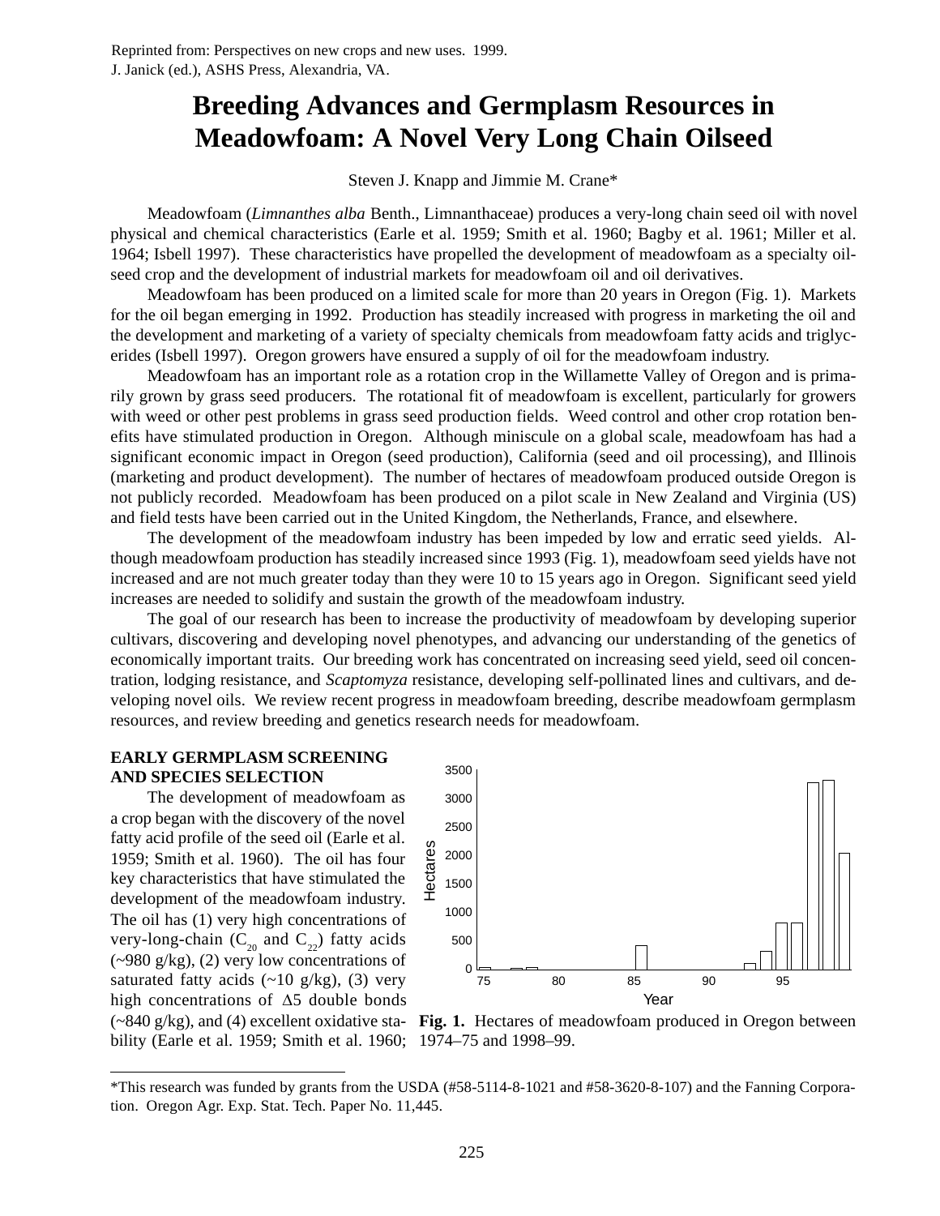Reprinted from: Perspectives on new crops and new uses. 1999.
J. Janick (ed.), ASHS Press, Alexandria, VA.

# Breeding Advances and Germplasm Resources in Meadowfoam: A Novel Very Long Chain Oilseed

Steven J. Knapp and Jimmie M. Crane*

Meadowfoam (*Limnanthes alba* Benth., Limnanthaceae) produces a very-long chain seed oil with novel physical and chemical characteristics (Earle et al. 1959; Smith et al. 1960; Bagby et al. 1961; Miller et al. 1964; Isbell 1997). These characteristics have propelled the development of meadowfoam as a specialty oilseed crop and the development of industrial markets for meadowfoam oil and oil derivatives.

Meadowfoam has been produced on a limited scale for more than 20 years in Oregon (Fig. 1). Markets for the oil began emerging in 1992. Production has steadily increased with progress in marketing the oil and the development and marketing of a variety of specialty chemicals from meadowfoam fatty acids and triglycerides (Isbell 1997). Oregon growers have ensured a supply of oil for the meadowfoam industry.

Meadowfoam has an important role as a rotation crop in the Willamette Valley of Oregon and is primarily grown by grass seed producers. The rotational fit of meadowfoam is excellent, particularly for growers with weed or other pest problems in grass seed production fields. Weed control and other crop rotation benefits have stimulated production in Oregon. Although miniscule on a global scale, meadowfoam has had a significant economic impact in Oregon (seed production), California (seed and oil processing), and Illinois (marketing and product development). The number of hectares of meadowfoam produced outside Oregon is not publicly recorded. Meadowfoam has been produced on a pilot scale in New Zealand and Virginia (US) and field tests have been carried out in the United Kingdom, the Netherlands, France, and elsewhere.

The development of the meadowfoam industry has been impeded by low and erratic seed yields. Although meadowfoam production has steadily increased since 1993 (Fig. 1), meadowfoam seed yields have not increased and are not much greater today than they were 10 to 15 years ago in Oregon. Significant seed yield increases are needed to solidify and sustain the growth of the meadowfoam industry.

The goal of our research has been to increase the productivity of meadowfoam by developing superior cultivars, discovering and developing novel phenotypes, and advancing our understanding of the genetics of economically important traits. Our breeding work has concentrated on increasing seed yield, seed oil concentration, lodging resistance, and *Scaptomyza* resistance, developing self-pollinated lines and cultivars, and developing novel oils. We review recent progress in meadowfoam breeding, describe meadowfoam germplasm resources, and review breeding and genetics research needs for meadowfoam.

## EARLY GERMPLASM SCREENING AND SPECIES SELECTION

The development of meadowfoam as a crop began with the discovery of the novel fatty acid profile of the seed oil (Earle et al. 1959; Smith et al. 1960). The oil has four key characteristics that have stimulated the development of the meadowfoam industry. The oil has (1) very high concentrations of very-long-chain ($C_{20}$ and $C_{22}$) fatty acids (~980 g/kg), (2) very low concentrations of saturated fatty acids (~10 g/kg), (3) very high concentrations of $\Delta 5$ double bonds (~840 g/kg), and (4) excellent oxidative stability (Earle et al. 1959; Smith et al. 1960;

**Fig. 1.** Hectares of meadowfoam produced in Oregon between 1974–75 and 1998–99.

*This research was funded by grants from the USDA (#58-5114-8-1021 and #58-3620-8-107) and the Fanning Corporation. Oregon Agr. Exp. Stat. Tech. Paper No. 11,445.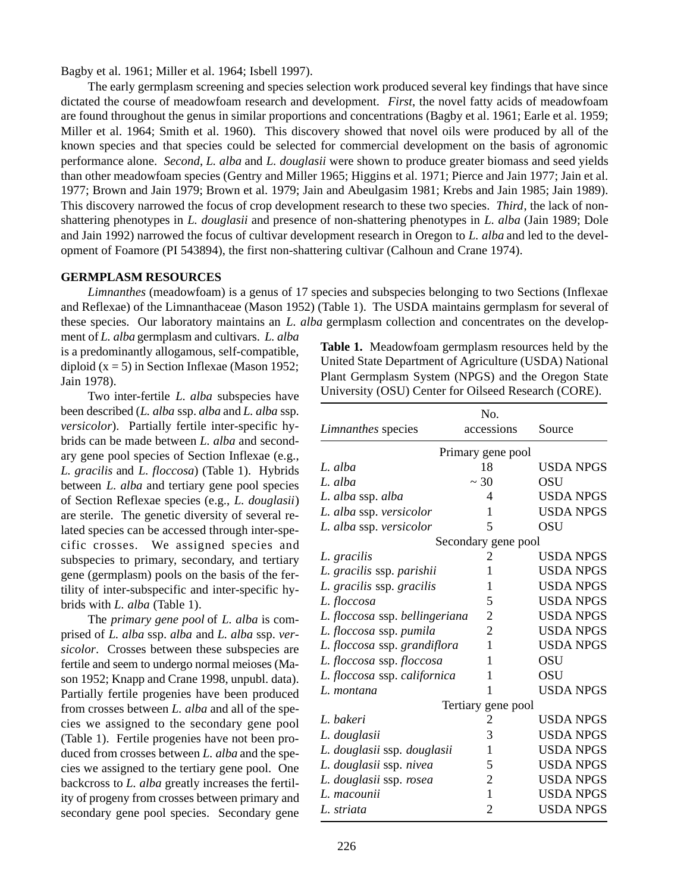Bagby et al. 1961; Miller et al. 1964; Isbell 1997).

The early germplasm screening and species selection work produced several key findings that have since dictated the course of meadowfoam research and development. *First*, the novel fatty acids of meadowfoam are found throughout the genus in similar proportions and concentrations (Bagby et al. 1961; Earle et al. 1959; Miller et al. 1964; Smith et al. 1960). This discovery showed that novel oils were produced by all of the known species and that species could be selected for commercial development on the basis of agronomic performance alone. *Second*, *L. alba* and *L. douglasii* were shown to produce greater biomass and seed yields than other meadowfoam species (Gentry and Miller 1965; Higgins et al. 1971; Pierce and Jain 1977; Jain et al. 1977; Brown and Jain 1979; Brown et al. 1979; Jain and Abeulgasim 1981; Krebs and Jain 1985; Jain 1989). This discovery narrowed the focus of crop development research to these two species. *Third*, the lack of non-shattering phenotypes in *L. douglasii* and presence of non-shattering phenotypes in *L. alba* (Jain 1989; Dole and Jain 1992) narrowed the focus of cultivar development research in Oregon to *L. alba* and led to the development of Foamore (PI 543894), the first non-shattering cultivar (Calhoun and Crane 1974).

## GERMPLASM RESOURCES

*Limnanthes* (meadowfoam) is a genus of 17 species and subspecies belonging to two Sections (Inflexae and Reflexae) of the Limnanthaceae (Mason 1952) (Table 1). The USDA maintains germplasm for several of these species. Our laboratory maintains an *L. alba* germplasm collection and concentrates on the development of *L. alba* germplasm and cultivars. *L. alba* is a predominantly allogamous, self-compatible, diploid (x = 5) in Section Inflexae (Mason 1952; Jain 1978).

Two inter-fertile *L. alba* subspecies have been described (*L. alba* ssp. *alba* and *L. alba* ssp. *versicolor*). Partially fertile inter-specific hybrids can be made between *L. alba* and secondary gene pool species of Section Inflexae (e.g., *L. gracilis* and *L. floccosa*) (Table 1). Hybrids between *L. alba* and tertiary gene pool species of Section Reflexae species (e.g., *L. douglasii*) are sterile. The genetic diversity of several related species can be accessed through inter-specific crosses. We assigned species and subspecies to primary, secondary, and tertiary gene (germplasm) pools on the basis of the fertility of inter-subspecific and inter-specific hybrids with *L. alba* (Table 1).

The *primary gene pool* of *L. alba* is comprised of *L. alba* ssp. *alba* and *L. alba* ssp. *versicolor*. Crosses between these subspecies are fertile and seem to undergo normal meioses (Mason 1952; Knapp and Crane 1998, unpubl. data). Partially fertile progenies have been produced from crosses between *L. alba* and all of the species we assigned to the secondary gene pool (Table 1). Fertile progenies have not been produced from crosses between *L. alba* and the species we assigned to the tertiary gene pool. One backcross to *L. alba* greatly increases the fertility of progeny from crosses between primary and secondary gene pool species. Secondary gene

**Table 1.** Meadowfoam germplasm resources held by the United State Department of Agriculture (USDA) National Plant Germplasm System (NPGS) and the Oregon State University (OSU) Center for Oilseed Research (CORE).

| *Limnanthes* species | No. accessions | Source |
|---|---|---|
| | Primary gene pool | |
| *L. alba* | 18 | USDA NPGS |
| *L. alba* | ~ 30 | OSU |
| *L. alba* ssp. *alba* | 4 | USDA NPGS |
| *L. alba* ssp. *versicolor* | 1 | USDA NPGS |
| *L. alba* ssp. *versicolor* | 5 | OSU |
| | Secondary gene pool | |
| *L. gracilis* | 2 | USDA NPGS |
| *L. gracilis* ssp. *parishii* | 1 | USDA NPGS |
| *L. gracilis* ssp. *gracilis* | 1 | USDA NPGS |
| *L. floccosa* | 5 | USDA NPGS |
| *L. floccosa* ssp. *bellingeriana* | 2 | USDA NPGS |
| *L. floccosa* ssp. *pumila* | 2 | USDA NPGS |
| *L. floccosa* ssp. *grandiflora* | 1 | USDA NPGS |
| *L. floccosa* ssp. *floccosa* | 1 | OSU |
| *L. floccosa* ssp. *californica* | 1 | OSU |
| *L. montana* | 1 | USDA NPGS |
| | Tertiary gene pool | |
| *L. bakeri* | 2 | USDA NPGS |
| *L. douglasii* | 3 | USDA NPGS |
| *L. douglasii* ssp. *douglasii* | 1 | USDA NPGS |
| *L. douglasii* ssp. *nivea* | 5 | USDA NPGS |
| *L. douglasii* ssp. *rosea* | 2 | USDA NPGS |
| *L. macounii* | 1 | USDA NPGS |
| *L. striata* | 2 | USDA NPGS |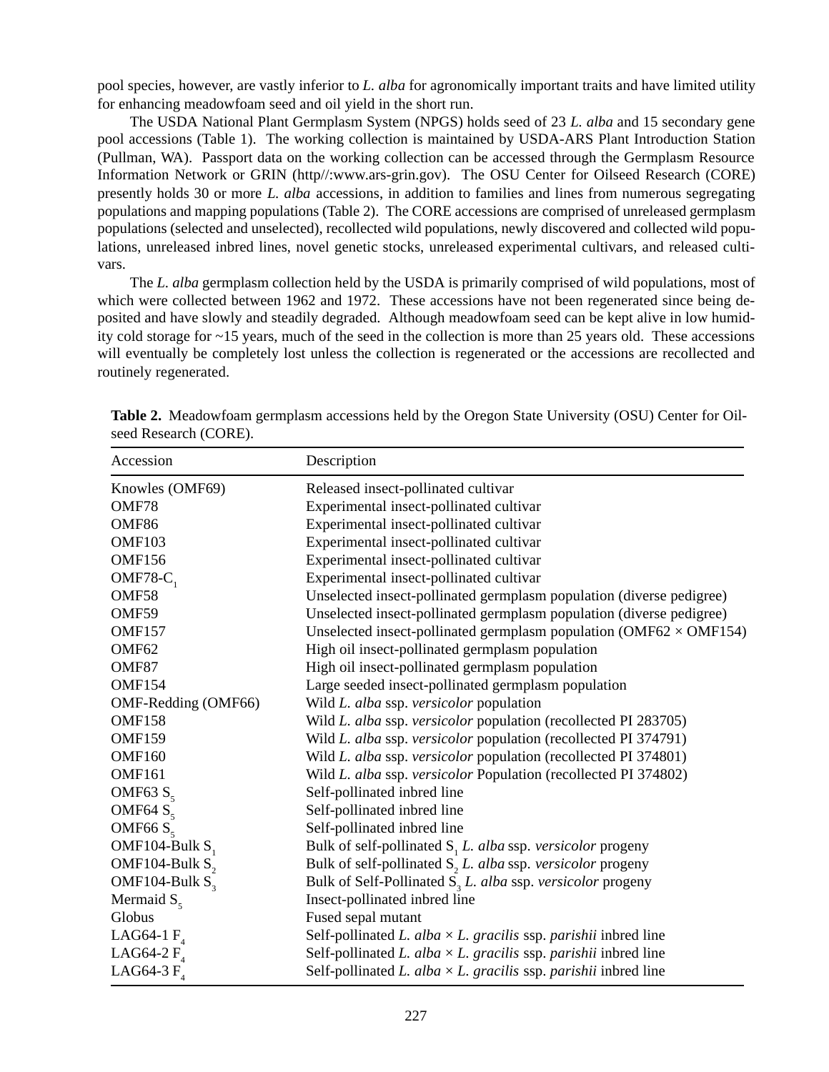pool species, however, are vastly inferior to *L. alba* for agronomically important traits and have limited utility for enhancing meadowfoam seed and oil yield in the short run.

The USDA National Plant Germplasm System (NPGS) holds seed of 23 *L. alba* and 15 secondary gene pool accessions (Table 1). The working collection is maintained by USDA-ARS Plant Introduction Station (Pullman, WA). Passport data on the working collection can be accessed through the Germplasm Resource Information Network or GRIN (http//:www.ars-grin.gov). The OSU Center for Oilseed Research (CORE) presently holds 30 or more *L. alba* accessions, in addition to families and lines from numerous segregating populations and mapping populations (Table 2). The CORE accessions are comprised of unreleased germplasm populations (selected and unselected), recollected wild populations, newly discovered and collected wild populations, unreleased inbred lines, novel genetic stocks, unreleased experimental cultivars, and released cultivars.

The *L. alba* germplasm collection held by the USDA is primarily comprised of wild populations, most of which were collected between 1962 and 1972. These accessions have not been regenerated since being deposited and have slowly and steadily degraded. Although meadowfoam seed can be kept alive in low humidity cold storage for ~15 years, much of the seed in the collection is more than 25 years old. These accessions will eventually be completely lost unless the collection is regenerated or the accessions are recollected and routinely regenerated.

**Table 2.** Meadowfoam germplasm accessions held by the Oregon State University (OSU) Center for Oilseed Research (CORE).

| Accession | Description |
|---|---|
| Knowles (OMF69) | Released insect-pollinated cultivar |
| OMF78 | Experimental insect-pollinated cultivar |
| OMF86 | Experimental insect-pollinated cultivar |
| OMF103 | Experimental insect-pollinated cultivar |
| OMF156 | Experimental insect-pollinated cultivar |
| OMF78-$C_1$ | Experimental insect-pollinated cultivar |
| OMF58 | Unselected insect-pollinated germplasm population (diverse pedigree) |
| OMF59 | Unselected insect-pollinated germplasm population (diverse pedigree) |
| OMF157 | Unselected insect-pollinated germplasm population (OMF62 × OMF154) |
| OMF62 | High oil insect-pollinated germplasm population |
| OMF87 | High oil insect-pollinated germplasm population |
| OMF154 | Large seeded insect-pollinated germplasm population |
| OMF-Redding (OMF66) | Wild *L. alba* ssp. *versicolor* population |
| OMF158 | Wild *L. alba* ssp. *versicolor* population (recollected PI 283705) |
| OMF159 | Wild *L. alba* ssp. *versicolor* population (recollected PI 374791) |
| OMF160 | Wild *L. alba* ssp. *versicolor* population (recollected PI 374801) |
| OMF161 | Wild *L. alba* ssp. *versicolor* Population (recollected PI 374802) |
| OMF63 $S_5$ | Self-pollinated inbred line |
| OMF64 $S_5$ | Self-pollinated inbred line |
| OMF66 $S_5$ | Self-pollinated inbred line |
| OMF104-Bulk $S_1$ | Bulk of self-pollinated $S_1$ *L. alba* ssp. *versicolor* progeny |
| OMF104-Bulk $S_2$ | Bulk of self-pollinated $S_2$ *L. alba* ssp. *versicolor* progeny |
| OMF104-Bulk $S_3$ | Bulk of Self-Pollinated $S_3$ *L. alba* ssp. *versicolor* progeny |
| Mermaid $S_5$ | Insect-pollinated inbred line |
| Globus | Fused sepal mutant |
| LAG64-1 $F_4$ | Self-pollinated *L. alba* × *L. gracilis* ssp. *parishii* inbred line |
| LAG64-2 $F_4$ | Self-pollinated *L. alba* × *L. gracilis* ssp. *parishii* inbred line |
| LAG64-3 $F_4$ | Self-pollinated *L. alba* × *L. gracilis* ssp. *parishii* inbred line |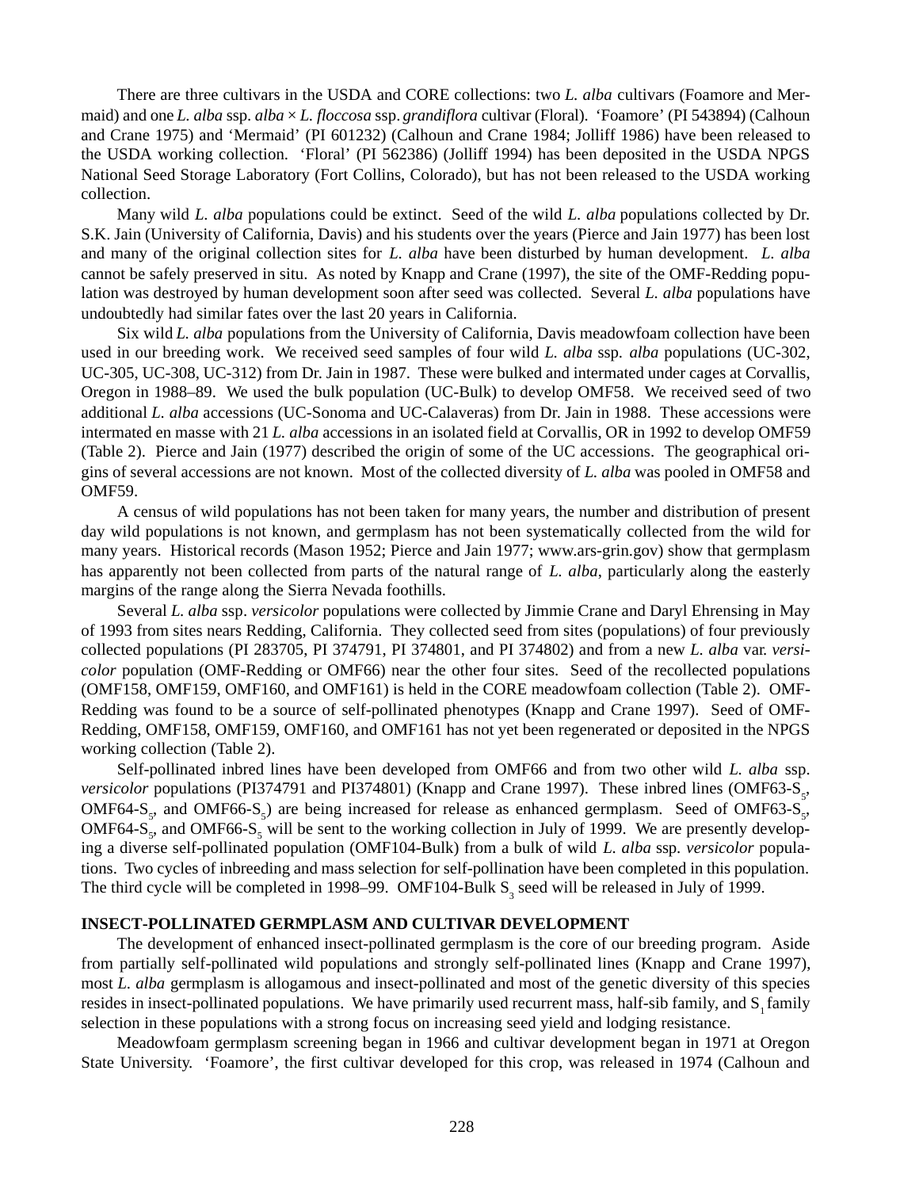There are three cultivars in the USDA and CORE collections: two *L. alba* cultivars (Foamore and Mermaid) and one *L. alba* ssp. *alba* × *L. floccosa* ssp. *grandiflora* cultivar (Floral). 'Foamore' (PI 543894) (Calhoun and Crane 1975) and 'Mermaid' (PI 601232) (Calhoun and Crane 1984; Jolliff 1986) have been released to the USDA working collection. 'Floral' (PI 562386) (Jolliff 1994) has been deposited in the USDA NPGS National Seed Storage Laboratory (Fort Collins, Colorado), but has not been released to the USDA working collection.

Many wild *L. alba* populations could be extinct. Seed of the wild *L. alba* populations collected by Dr. S.K. Jain (University of California, Davis) and his students over the years (Pierce and Jain 1977) has been lost and many of the original collection sites for *L. alba* have been disturbed by human development. *L. alba* cannot be safely preserved in situ. As noted by Knapp and Crane (1997), the site of the OMF-Redding population was destroyed by human development soon after seed was collected. Several *L. alba* populations have undoubtedly had similar fates over the last 20 years in California.

Six wild *L. alba* populations from the University of California, Davis meadowfoam collection have been used in our breeding work. We received seed samples of four wild *L. alba* ssp. *alba* populations (UC-302, UC-305, UC-308, UC-312) from Dr. Jain in 1987. These were bulked and intermated under cages at Corvallis, Oregon in 1988–89. We used the bulk population (UC-Bulk) to develop OMF58. We received seed of two additional *L. alba* accessions (UC-Sonoma and UC-Calaveras) from Dr. Jain in 1988. These accessions were intermated en masse with 21 *L. alba* accessions in an isolated field at Corvallis, OR in 1992 to develop OMF59 (Table 2). Pierce and Jain (1977) described the origin of some of the UC accessions. The geographical origins of several accessions are not known. Most of the collected diversity of *L. alba* was pooled in OMF58 and OMF59.

A census of wild populations has not been taken for many years, the number and distribution of present day wild populations is not known, and germplasm has not been systematically collected from the wild for many years. Historical records (Mason 1952; Pierce and Jain 1977; www.ars-grin.gov) show that germplasm has apparently not been collected from parts of the natural range of *L. alba*, particularly along the easterly margins of the range along the Sierra Nevada foothills.

Several *L. alba* ssp. *versicolor* populations were collected by Jimmie Crane and Daryl Ehrensing in May of 1993 from sites nears Redding, California. They collected seed from sites (populations) of four previously collected populations (PI 283705, PI 374791, PI 374801, and PI 374802) and from a new *L. alba* var. *versicolor* population (OMF-Redding or OMF66) near the other four sites. Seed of the recollected populations (OMF158, OMF159, OMF160, and OMF161) is held in the CORE meadowfoam collection (Table 2). OMF-Redding was found to be a source of self-pollinated phenotypes (Knapp and Crane 1997). Seed of OMF-Redding, OMF158, OMF159, OMF160, and OMF161 has not yet been regenerated or deposited in the NPGS working collection (Table 2).

Self-pollinated inbred lines have been developed from OMF66 and from two other wild *L. alba* ssp. *versicolor* populations (PI374791 and PI374801) (Knapp and Crane 1997). These inbred lines (OMF63-$S_5$, OMF64-$S_5$, and OMF66-$S_5$) are being increased for release as enhanced germplasm. Seed of OMF63-$S_5$, OMF64-$S_5$, and OMF66-$S_5$ will be sent to the working collection in July of 1999. We are presently developing a diverse self-pollinated population (OMF104-Bulk) from a bulk of wild *L. alba* ssp. *versicolor* populations. Two cycles of inbreeding and mass selection for self-pollination have been completed in this population. The third cycle will be completed in 1998–99. OMF104-Bulk $S_3$ seed will be released in July of 1999.

## INSECT-POLLINATED GERMPLASM AND CULTIVAR DEVELOPMENT

The development of enhanced insect-pollinated germplasm is the core of our breeding program. Aside from partially self-pollinated wild populations and strongly self-pollinated lines (Knapp and Crane 1997), most *L. alba* germplasm is allogamous and insect-pollinated and most of the genetic diversity of this species resides in insect-pollinated populations. We have primarily used recurrent mass, half-sib family, and $S_1$ family selection in these populations with a strong focus on increasing seed yield and lodging resistance.

Meadowfoam germplasm screening began in 1966 and cultivar development began in 1971 at Oregon State University. 'Foamore', the first cultivar developed for this crop, was released in 1974 (Calhoun and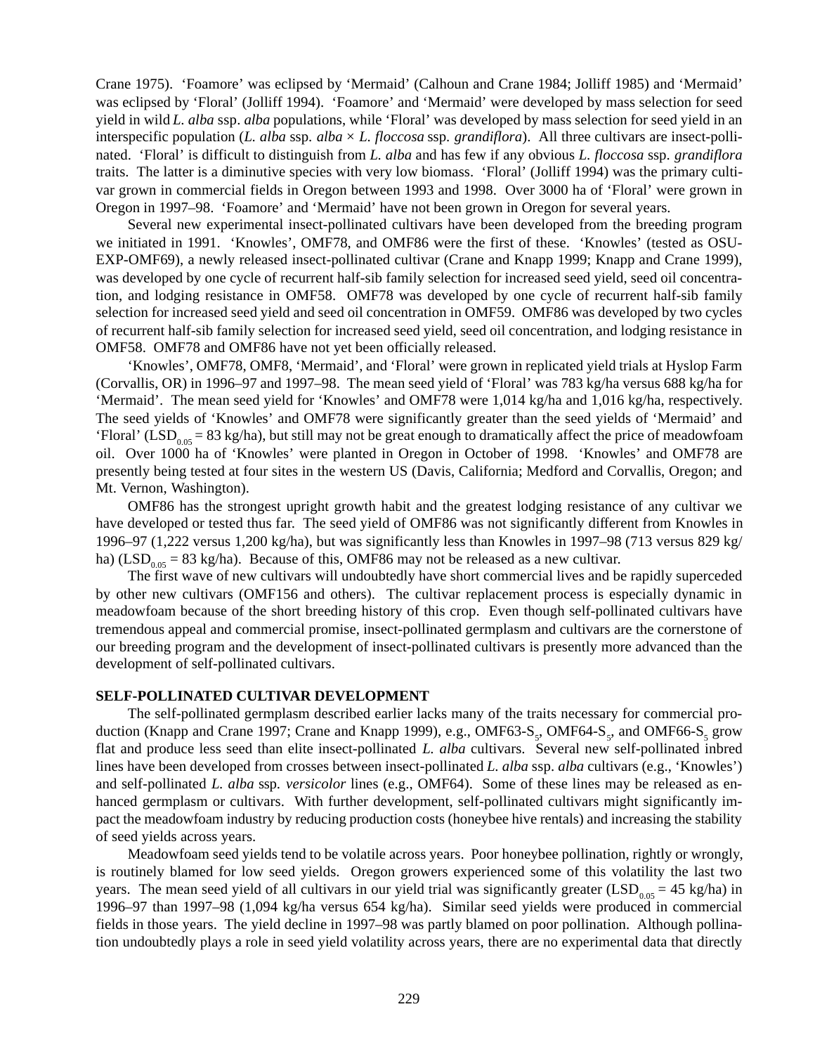Crane 1975). 'Foamore' was eclipsed by 'Mermaid' (Calhoun and Crane 1984; Jolliff 1985) and 'Mermaid' was eclipsed by 'Floral' (Jolliff 1994). 'Foamore' and 'Mermaid' were developed by mass selection for seed yield in wild *L. alba* ssp. *alba* populations, while 'Floral' was developed by mass selection for seed yield in an interspecific population (*L. alba* ssp. *alba* × *L. floccosa* ssp. *grandiflora*). All three cultivars are insect-pollinated. 'Floral' is difficult to distinguish from *L. alba* and has few if any obvious *L. floccosa* ssp. *grandiflora* traits. The latter is a diminutive species with very low biomass. 'Floral' (Jolliff 1994) was the primary cultivar grown in commercial fields in Oregon between 1993 and 1998. Over 3000 ha of 'Floral' were grown in Oregon in 1997–98. 'Foamore' and 'Mermaid' have not been grown in Oregon for several years.

Several new experimental insect-pollinated cultivars have been developed from the breeding program we initiated in 1991. 'Knowles', OMF78, and OMF86 were the first of these. 'Knowles' (tested as OSU-EXP-OMF69), a newly released insect-pollinated cultivar (Crane and Knapp 1999; Knapp and Crane 1999), was developed by one cycle of recurrent half-sib family selection for increased seed yield, seed oil concentration, and lodging resistance in OMF58. OMF78 was developed by one cycle of recurrent half-sib family selection for increased seed yield and seed oil concentration in OMF59. OMF86 was developed by two cycles of recurrent half-sib family selection for increased seed yield, seed oil concentration, and lodging resistance in OMF58. OMF78 and OMF86 have not yet been officially released.

'Knowles', OMF78, OMF8, 'Mermaid', and 'Floral' were grown in replicated yield trials at Hyslop Farm (Corvallis, OR) in 1996–97 and 1997–98. The mean seed yield of 'Floral' was 783 kg/ha versus 688 kg/ha for 'Mermaid'. The mean seed yield for 'Knowles' and OMF78 were 1,014 kg/ha and 1,016 kg/ha, respectively. The seed yields of 'Knowles' and OMF78 were significantly greater than the seed yields of 'Mermaid' and 'Floral' ($LSD_{0.05}$ = 83 kg/ha), but still may not be great enough to dramatically affect the price of meadowfoam oil. Over 1000 ha of 'Knowles' were planted in Oregon in October of 1998. 'Knowles' and OMF78 are presently being tested at four sites in the western US (Davis, California; Medford and Corvallis, Oregon; and Mt. Vernon, Washington).

OMF86 has the strongest upright growth habit and the greatest lodging resistance of any cultivar we have developed or tested thus far. The seed yield of OMF86 was not significantly different from Knowles in 1996–97 (1,222 versus 1,200 kg/ha), but was significantly less than Knowles in 1997–98 (713 versus 829 kg/ha) ($LSD_{0.05}$ = 83 kg/ha). Because of this, OMF86 may not be released as a new cultivar.

The first wave of new cultivars will undoubtedly have short commercial lives and be rapidly superceded by other new cultivars (OMF156 and others). The cultivar replacement process is especially dynamic in meadowfoam because of the short breeding history of this crop. Even though self-pollinated cultivars have tremendous appeal and commercial promise, insect-pollinated germplasm and cultivars are the cornerstone of our breeding program and the development of insect-pollinated cultivars is presently more advanced than the development of self-pollinated cultivars.

## SELF-POLLINATED CULTIVAR DEVELOPMENT

The self-pollinated germplasm described earlier lacks many of the traits necessary for commercial production (Knapp and Crane 1997; Crane and Knapp 1999), e.g., OMF63-$S_5$, OMF64-$S_5$, and OMF66-$S_5$ grow flat and produce less seed than elite insect-pollinated *L. alba* cultivars. Several new self-pollinated inbred lines have been developed from crosses between insect-pollinated *L. alba* ssp. *alba* cultivars (e.g., 'Knowles') and self-pollinated *L. alba* ssp. *versicolor* lines (e.g., OMF64). Some of these lines may be released as enhanced germplasm or cultivars. With further development, self-pollinated cultivars might significantly impact the meadowfoam industry by reducing production costs (honeybee hive rentals) and increasing the stability of seed yields across years.

Meadowfoam seed yields tend to be volatile across years. Poor honeybee pollination, rightly or wrongly, is routinely blamed for low seed yields. Oregon growers experienced some of this volatility the last two years. The mean seed yield of all cultivars in our yield trial was significantly greater ($LSD_{0.05}$ = 45 kg/ha) in 1996–97 than 1997–98 (1,094 kg/ha versus 654 kg/ha). Similar seed yields were produced in commercial fields in those years. The yield decline in 1997–98 was partly blamed on poor pollination. Although pollination undoubtedly plays a role in seed yield volatility across years, there are no experimental data that directly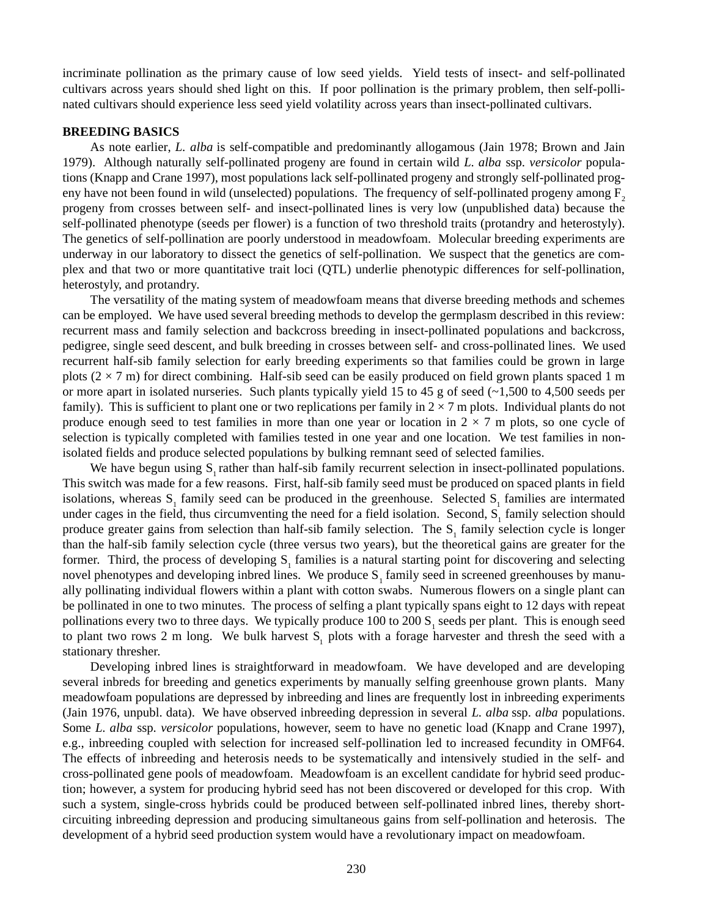incriminate pollination as the primary cause of low seed yields. Yield tests of insect- and self-pollinated cultivars across years should shed light on this. If poor pollination is the primary problem, then self-pollinated cultivars should experience less seed yield volatility across years than insect-pollinated cultivars.

**BREEDING BASICS**

As note earlier, *L. alba* is self-compatible and predominantly allogamous (Jain 1978; Brown and Jain 1979). Although naturally self-pollinated progeny are found in certain wild *L. alba* ssp. *versicolor* populations (Knapp and Crane 1997), most populations lack self-pollinated progeny and strongly self-pollinated progeny have not been found in wild (unselected) populations. The frequency of self-pollinated progeny among $F_2$ progeny from crosses between self- and insect-pollinated lines is very low (unpublished data) because the self-pollinated phenotype (seeds per flower) is a function of two threshold traits (protandry and heterostyly). The genetics of self-pollination are poorly understood in meadowfoam. Molecular breeding experiments are underway in our laboratory to dissect the genetics of self-pollination. We suspect that the genetics are complex and that two or more quantitative trait loci (QTL) underlie phenotypic differences for self-pollination, heterostyly, and protandry.

The versatility of the mating system of meadowfoam means that diverse breeding methods and schemes can be employed. We have used several breeding methods to develop the germplasm described in this review: recurrent mass and family selection and backcross breeding in insect-pollinated populations and backcross, pedigree, single seed descent, and bulk breeding in crosses between self- and cross-pollinated lines. We used recurrent half-sib family selection for early breeding experiments so that families could be grown in large plots (2 × 7 m) for direct combining. Half-sib seed can be easily produced on field grown plants spaced 1 m or more apart in isolated nurseries. Such plants typically yield 15 to 45 g of seed (~1,500 to 4,500 seeds per family). This is sufficient to plant one or two replications per family in 2 × 7 m plots. Individual plants do not produce enough seed to test families in more than one year or location in 2 × 7 m plots, so one cycle of selection is typically completed with families tested in one year and one location. We test families in non-isolated fields and produce selected populations by bulking remnant seed of selected families.

We have begun using $S_1$ rather than half-sib family recurrent selection in insect-pollinated populations. This switch was made for a few reasons. First, half-sib family seed must be produced on spaced plants in field isolations, whereas $S_1$ family seed can be produced in the greenhouse. Selected $S_1$ families are intermated under cages in the field, thus circumventing the need for a field isolation. Second, $S_1$ family selection should produce greater gains from selection than half-sib family selection. The $S_1$ family selection cycle is longer than the half-sib family selection cycle (three versus two years), but the theoretical gains are greater for the former. Third, the process of developing $S_1$ families is a natural starting point for discovering and selecting novel phenotypes and developing inbred lines. We produce $S_1$ family seed in screened greenhouses by manually pollinating individual flowers within a plant with cotton swabs. Numerous flowers on a single plant can be pollinated in one to two minutes. The process of selfing a plant typically spans eight to 12 days with repeat pollinations every two to three days. We typically produce 100 to 200 $S_1$ seeds per plant. This is enough seed to plant two rows 2 m long. We bulk harvest $S_1$ plots with a forage harvester and thresh the seed with a stationary thresher.

Developing inbred lines is straightforward in meadowfoam. We have developed and are developing several inbreds for breeding and genetics experiments by manually selfing greenhouse grown plants. Many meadowfoam populations are depressed by inbreeding and lines are frequently lost in inbreeding experiments (Jain 1976, unpubl. data). We have observed inbreeding depression in several *L. alba* ssp. *alba* populations. Some *L. alba* ssp. *versicolor* populations, however, seem to have no genetic load (Knapp and Crane 1997), e.g., inbreeding coupled with selection for increased self-pollination led to increased fecundity in OMF64. The effects of inbreeding and heterosis needs to be systematically and intensively studied in the self- and cross-pollinated gene pools of meadowfoam. Meadowfoam is an excellent candidate for hybrid seed production; however, a system for producing hybrid seed has not been discovered or developed for this crop. With such a system, single-cross hybrids could be produced between self-pollinated inbred lines, thereby short-circuiting inbreeding depression and producing simultaneous gains from self-pollination and heterosis. The development of a hybrid seed production system would have a revolutionary impact on meadowfoam.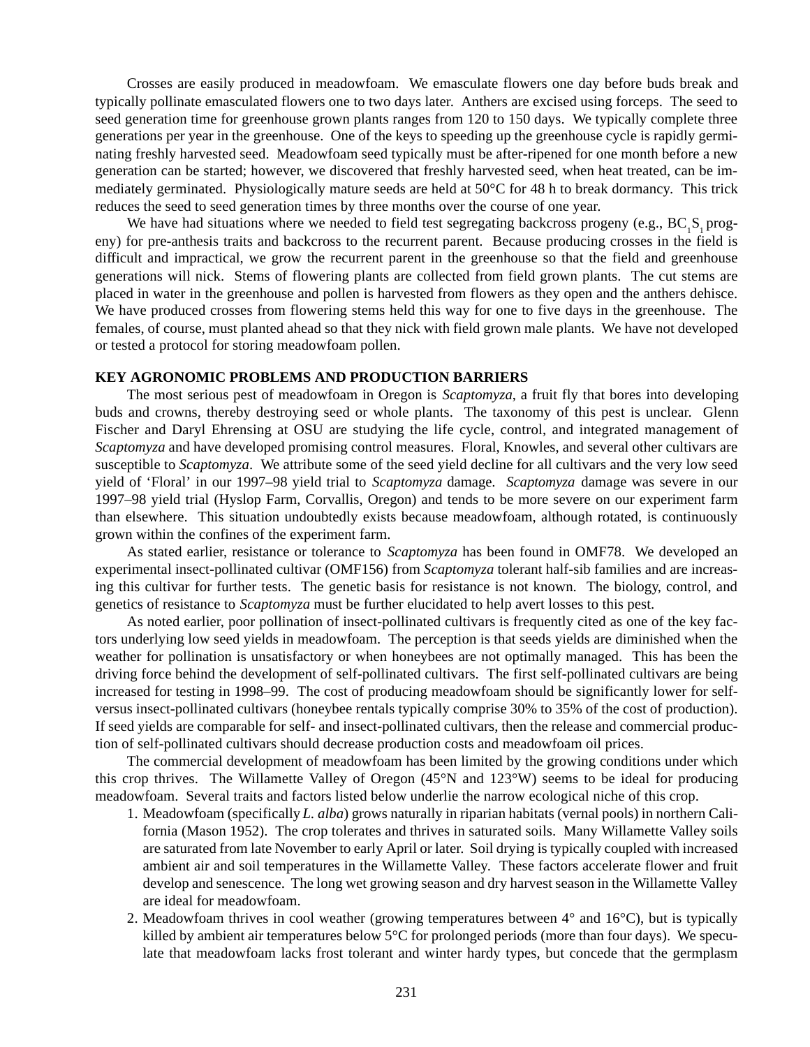Crosses are easily produced in meadowfoam. We emasculate flowers one day before buds break and typically pollinate emasculated flowers one to two days later. Anthers are excised using forceps. The seed to seed generation time for greenhouse grown plants ranges from 120 to 150 days. We typically complete three generations per year in the greenhouse. One of the keys to speeding up the greenhouse cycle is rapidly germinating freshly harvested seed. Meadowfoam seed typically must be after-ripened for one month before a new generation can be started; however, we discovered that freshly harvested seed, when heat treated, can be immediately germinated. Physiologically mature seeds are held at 50°C for 48 h to break dormancy. This trick reduces the seed to seed generation times by three months over the course of one year.

We have had situations where we needed to field test segregating backcross progeny (e.g., $BC_1S_1$ progeny) for pre-anthesis traits and backcross to the recurrent parent. Because producing crosses in the field is difficult and impractical, we grow the recurrent parent in the greenhouse so that the field and greenhouse generations will nick. Stems of flowering plants are collected from field grown plants. The cut stems are placed in water in the greenhouse and pollen is harvested from flowers as they open and the anthers dehisce. We have produced crosses from flowering stems held this way for one to five days in the greenhouse. The females, of course, must planted ahead so that they nick with field grown male plants. We have not developed or tested a protocol for storing meadowfoam pollen.

## KEY AGRONOMIC PROBLEMS AND PRODUCTION BARRIERS

The most serious pest of meadowfoam in Oregon is *Scaptomyza*, a fruit fly that bores into developing buds and crowns, thereby destroying seed or whole plants. The taxonomy of this pest is unclear. Glenn Fischer and Daryl Ehrensing at OSU are studying the life cycle, control, and integrated management of *Scaptomyza* and have developed promising control measures. Floral, Knowles, and several other cultivars are susceptible to *Scaptomyza*. We attribute some of the seed yield decline for all cultivars and the very low seed yield of 'Floral' in our 1997–98 yield trial to *Scaptomyza* damage. *Scaptomyza* damage was severe in our 1997–98 yield trial (Hyslop Farm, Corvallis, Oregon) and tends to be more severe on our experiment farm than elsewhere. This situation undoubtedly exists because meadowfoam, although rotated, is continuously grown within the confines of the experiment farm.

As stated earlier, resistance or tolerance to *Scaptomyza* has been found in OMF78. We developed an experimental insect-pollinated cultivar (OMF156) from *Scaptomyza* tolerant half-sib families and are increasing this cultivar for further tests. The genetic basis for resistance is not known. The biology, control, and genetics of resistance to *Scaptomyza* must be further elucidated to help avert losses to this pest.

As noted earlier, poor pollination of insect-pollinated cultivars is frequently cited as one of the key factors underlying low seed yields in meadowfoam. The perception is that seeds yields are diminished when the weather for pollination is unsatisfactory or when honeybees are not optimally managed. This has been the driving force behind the development of self-pollinated cultivars. The first self-pollinated cultivars are being increased for testing in 1998–99. The cost of producing meadowfoam should be significantly lower for self- versus insect-pollinated cultivars (honeybee rentals typically comprise 30% to 35% of the cost of production). If seed yields are comparable for self- and insect-pollinated cultivars, then the release and commercial production of self-pollinated cultivars should decrease production costs and meadowfoam oil prices.

The commercial development of meadowfoam has been limited by the growing conditions under which this crop thrives. The Willamette Valley of Oregon (45°N and 123°W) seems to be ideal for producing meadowfoam. Several traits and factors listed below underlie the narrow ecological niche of this crop.

1. Meadowfoam (specifically *L. alba*) grows naturally in riparian habitats (vernal pools) in northern California (Mason 1952). The crop tolerates and thrives in saturated soils. Many Willamette Valley soils are saturated from late November to early April or later. Soil drying is typically coupled with increased ambient air and soil temperatures in the Willamette Valley. These factors accelerate flower and fruit develop and senescence. The long wet growing season and dry harvest season in the Willamette Valley are ideal for meadowfoam.
2. Meadowfoam thrives in cool weather (growing temperatures between 4° and 16°C), but is typically killed by ambient air temperatures below 5°C for prolonged periods (more than four days). We speculate that meadowfoam lacks frost tolerant and winter hardy types, but concede that the germplasm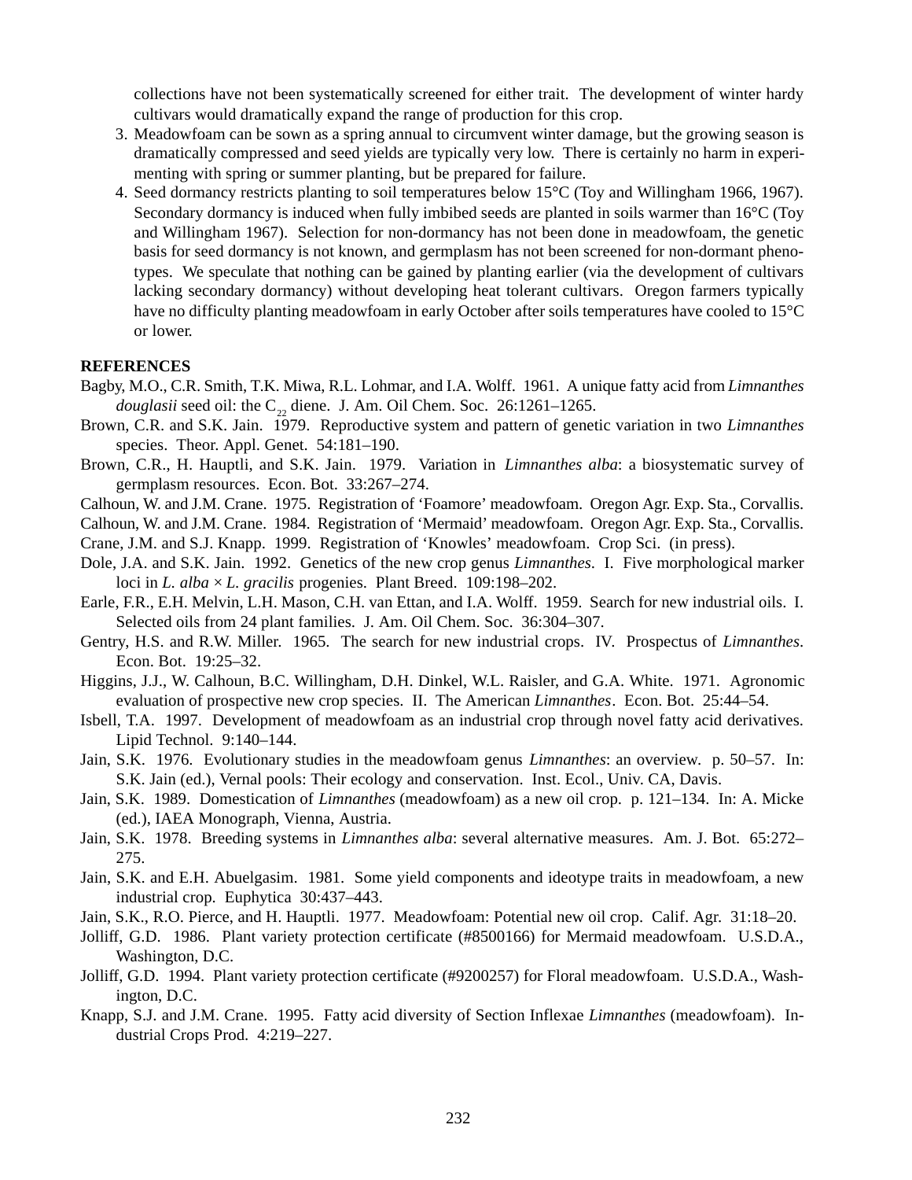collections have not been systematically screened for either trait. The development of winter hardy cultivars would dramatically expand the range of production for this crop.

3. Meadowfoam can be sown as a spring annual to circumvent winter damage, but the growing season is dramatically compressed and seed yields are typically very low. There is certainly no harm in experimenting with spring or summer planting, but be prepared for failure.
4. Seed dormancy restricts planting to soil temperatures below 15°C (Toy and Willingham 1966, 1967). Secondary dormancy is induced when fully imbibed seeds are planted in soils warmer than 16°C (Toy and Willingham 1967). Selection for non-dormancy has not been done in meadowfoam, the genetic basis for seed dormancy is not known, and germplasm has not been screened for non-dormant phenotypes. We speculate that nothing can be gained by planting earlier (via the development of cultivars lacking secondary dormancy) without developing heat tolerant cultivars. Oregon farmers typically have no difficulty planting meadowfoam in early October after soils temperatures have cooled to 15°C or lower.

## REFERENCES

Bagby, M.O., C.R. Smith, T.K. Miwa, R.L. Lohmar, and I.A. Wolff. 1961. A unique fatty acid from *Limnanthes douglasii* seed oil: the $C_{22}$ diene. J. Am. Oil Chem. Soc. 26:1261–1265.

Brown, C.R. and S.K. Jain. 1979. Reproductive system and pattern of genetic variation in two *Limnanthes* species. Theor. Appl. Genet. 54:181–190.

Brown, C.R., H. Hauptli, and S.K. Jain. 1979. Variation in *Limnanthes alba*: a biosystematic survey of germplasm resources. Econ. Bot. 33:267–274.

Calhoun, W. and J.M. Crane. 1975. Registration of 'Foamore' meadowfoam. Oregon Agr. Exp. Sta., Corvallis.

Calhoun, W. and J.M. Crane. 1984. Registration of 'Mermaid' meadowfoam. Oregon Agr. Exp. Sta., Corvallis.

Crane, J.M. and S.J. Knapp. 1999. Registration of 'Knowles' meadowfoam. Crop Sci. (in press).

Dole, J.A. and S.K. Jain. 1992. Genetics of the new crop genus *Limnanthes*. I. Five morphological marker loci in *L. alba* × *L. gracilis* progenies. Plant Breed. 109:198–202.

Earle, F.R., E.H. Melvin, L.H. Mason, C.H. van Ettan, and I.A. Wolff. 1959. Search for new industrial oils. I. Selected oils from 24 plant families. J. Am. Oil Chem. Soc. 36:304–307.

Gentry, H.S. and R.W. Miller. 1965. The search for new industrial crops. IV. Prospectus of *Limnanthes*. Econ. Bot. 19:25–32.

Higgins, J.J., W. Calhoun, B.C. Willingham, D.H. Dinkel, W.L. Raisler, and G.A. White. 1971. Agronomic evaluation of prospective new crop species. II. The American *Limnanthes*. Econ. Bot. 25:44–54.

Isbell, T.A. 1997. Development of meadowfoam as an industrial crop through novel fatty acid derivatives. Lipid Technol. 9:140–144.

Jain, S.K. 1976. Evolutionary studies in the meadowfoam genus *Limnanthes*: an overview. p. 50–57. In: S.K. Jain (ed.), Vernal pools: Their ecology and conservation. Inst. Ecol., Univ. CA, Davis.

Jain, S.K. 1989. Domestication of *Limnanthes* (meadowfoam) as a new oil crop. p. 121–134. In: A. Micke (ed.), IAEA Monograph, Vienna, Austria.

Jain, S.K. 1978. Breeding systems in *Limnanthes alba*: several alternative measures. Am. J. Bot. 65:272–275.

Jain, S.K. and E.H. Abuelgasim. 1981. Some yield components and ideotype traits in meadowfoam, a new industrial crop. Euphytica 30:437–443.

Jain, S.K., R.O. Pierce, and H. Hauptli. 1977. Meadowfoam: Potential new oil crop. Calif. Agr. 31:18–20.

Jolliff, G.D. 1986. Plant variety protection certificate (#8500166) for Mermaid meadowfoam. U.S.D.A., Washington, D.C.

Jolliff, G.D. 1994. Plant variety protection certificate (#9200257) for Floral meadowfoam. U.S.D.A., Washington, D.C.

Knapp, S.J. and J.M. Crane. 1995. Fatty acid diversity of Section Inflexae *Limnanthes* (meadowfoam). Industrial Crops Prod. 4:219–227.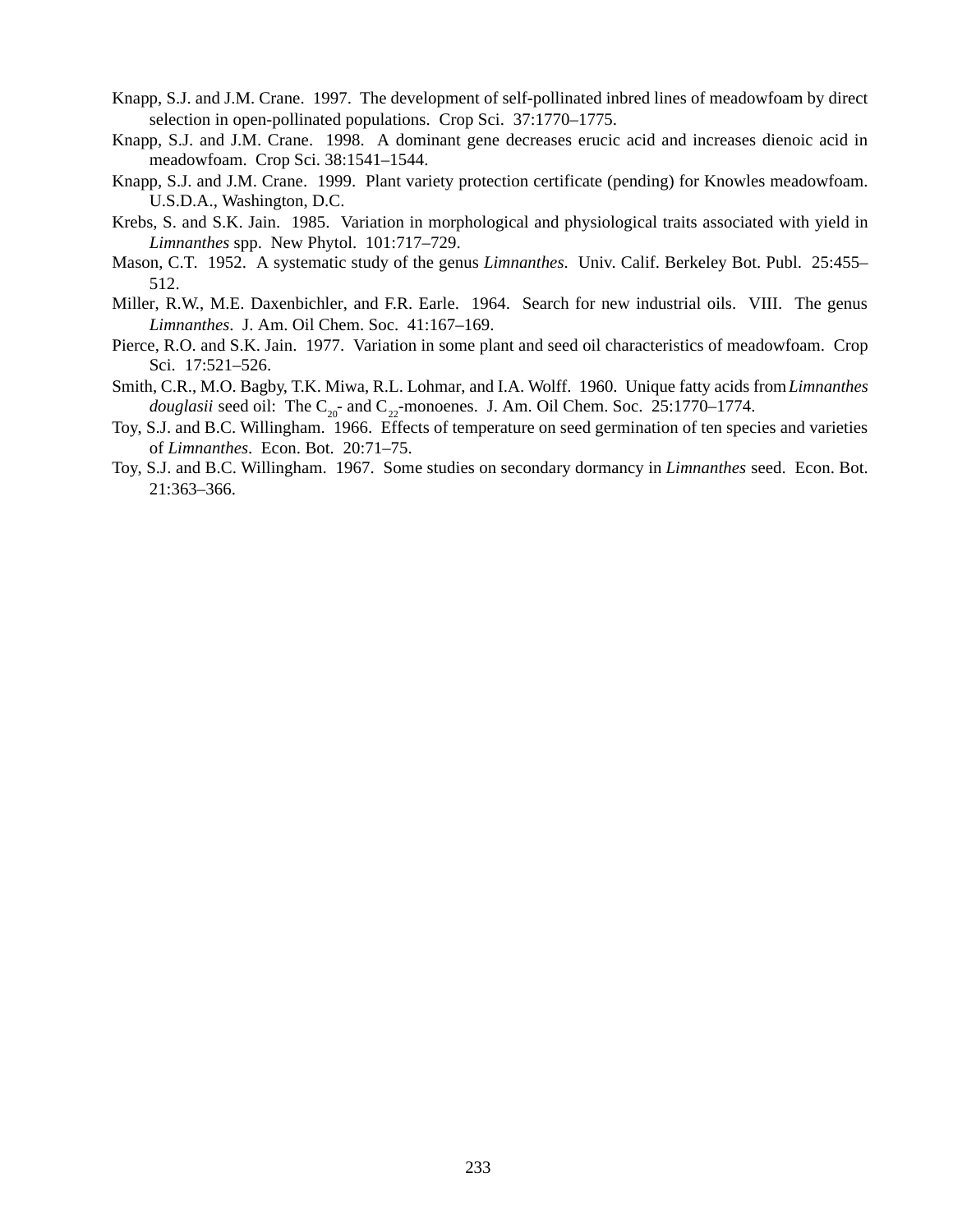Knapp, S.J. and J.M. Crane. 1997. The development of self-pollinated inbred lines of meadowfoam by direct selection in open-pollinated populations. Crop Sci. 37:1770–1775.

Knapp, S.J. and J.M. Crane. 1998. A dominant gene decreases erucic acid and increases dienoic acid in meadowfoam. Crop Sci. 38:1541–1544.

Knapp, S.J. and J.M. Crane. 1999. Plant variety protection certificate (pending) for Knowles meadowfoam. U.S.D.A., Washington, D.C.

Krebs, S. and S.K. Jain. 1985. Variation in morphological and physiological traits associated with yield in *Limnanthes* spp. New Phytol. 101:717–729.

Mason, C.T. 1952. A systematic study of the genus *Limnanthes*. Univ. Calif. Berkeley Bot. Publ. 25:455–512.

Miller, R.W., M.E. Daxenbichler, and F.R. Earle. 1964. Search for new industrial oils. VIII. The genus *Limnanthes*. J. Am. Oil Chem. Soc. 41:167–169.

Pierce, R.O. and S.K. Jain. 1977. Variation in some plant and seed oil characteristics of meadowfoam. Crop Sci. 17:521–526.

Smith, C.R., M.O. Bagby, T.K. Miwa, R.L. Lohmar, and I.A. Wolff. 1960. Unique fatty acids from *Limnanthes douglasii* seed oil: The $C_{20}$- and $C_{22}$-monoenes. J. Am. Oil Chem. Soc. 25:1770–1774.

Toy, S.J. and B.C. Willingham. 1966. Effects of temperature on seed germination of ten species and varieties of *Limnanthes*. Econ. Bot. 20:71–75.

Toy, S.J. and B.C. Willingham. 1967. Some studies on secondary dormancy in *Limnanthes* seed. Econ. Bot. 21:363–366.